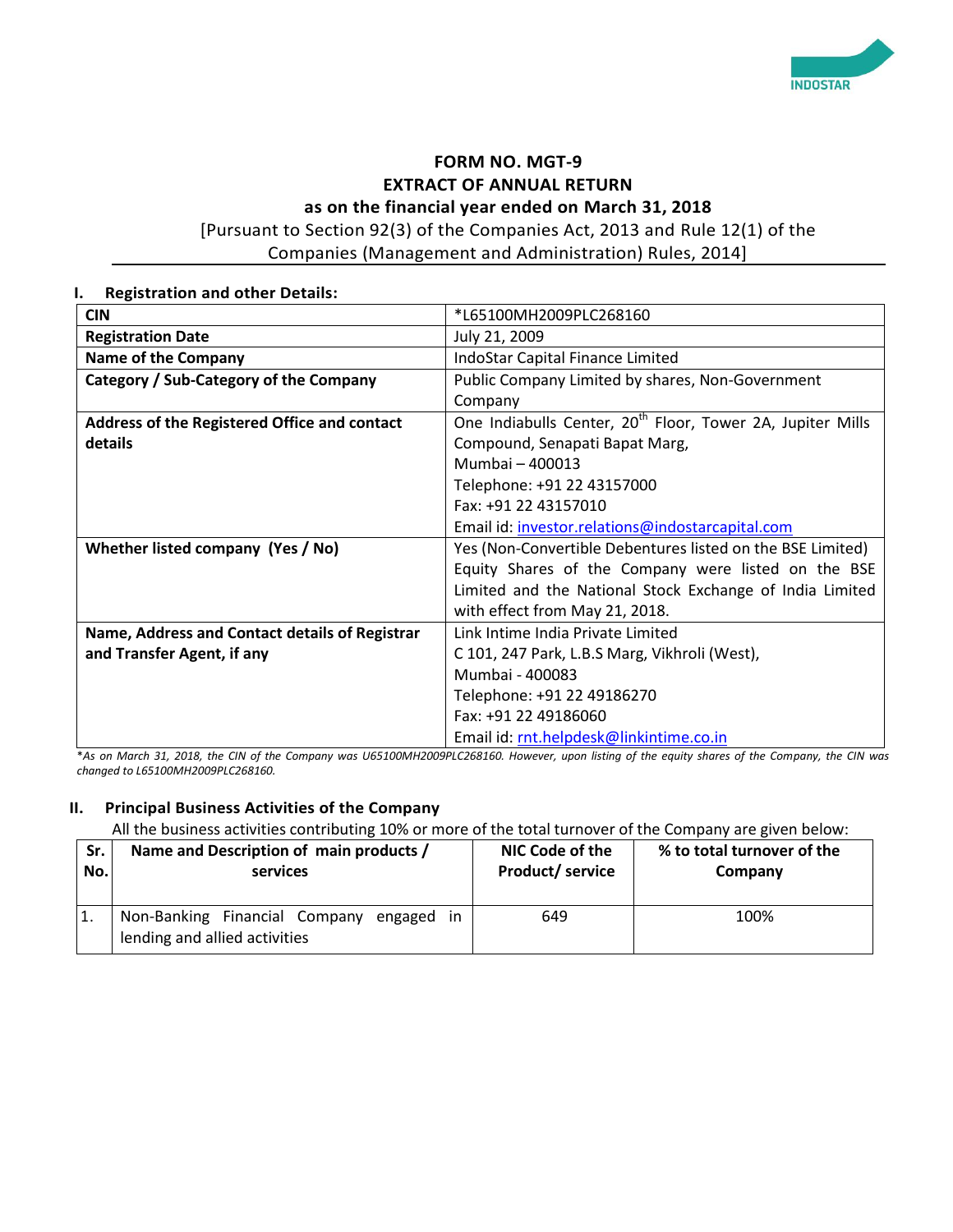# FORM NO. MGT-9
# EXTRACT OF ANNUAL RETURN
## as on the financial year ended on March 31, 2018

[Pursuant to Section 92(3) of the Companies Act, 2013 and Rule 12(1) of the Companies (Management and Administration) Rules, 2014]

## I. Registration and other Details:

| | |
|---|---|
| **CIN** | *L65100MH2009PLC268160 |
| **Registration Date** | July 21, 2009 |
| **Name of the Company** | IndoStar Capital Finance Limited |
| **Category / Sub-Category of the Company** | Public Company Limited by shares, Non-Government Company |
| **Address of the Registered Office and contact details** | One Indiabulls Center, 20th Floor, Tower 2A, Jupiter Mills Compound, Senapati Bapat Marg, Mumbai – 400013<br>Telephone: +91 22 43157000<br>Fax: +91 22 43157010<br>Email id: investor.relations@indostarcapital.com |
| **Whether listed company (Yes / No)** | Yes (Non-Convertible Debentures listed on the BSE Limited)<br>Equity Shares of the Company were listed on the BSE Limited and the National Stock Exchange of India Limited with effect from May 21, 2018. |
| **Name, Address and Contact details of Registrar and Transfer Agent, if any** | Link Intime India Private Limited<br>C 101, 247 Park, L.B.S Marg, Vikhroli (West), Mumbai - 400083<br>Telephone: +91 22 49186270<br>Fax: +91 22 49186060<br>Email id: rnt.helpdesk@linkintime.co.in |

*\*As on March 31, 2018, the CIN of the Company was U65100MH2009PLC268160. However, upon listing of the equity shares of the Company, the CIN was changed to L65100MH2009PLC268160.*

## II. Principal Business Activities of the Company

All the business activities contributing 10% or more of the total turnover of the Company are given below:

| Sr. No. | Name and Description of main products / services | NIC Code of the Product/ service | % to total turnover of the Company |
|---|---|---|---|
| 1. | Non-Banking Financial Company engaged in lending and allied activities | 649 | 100% |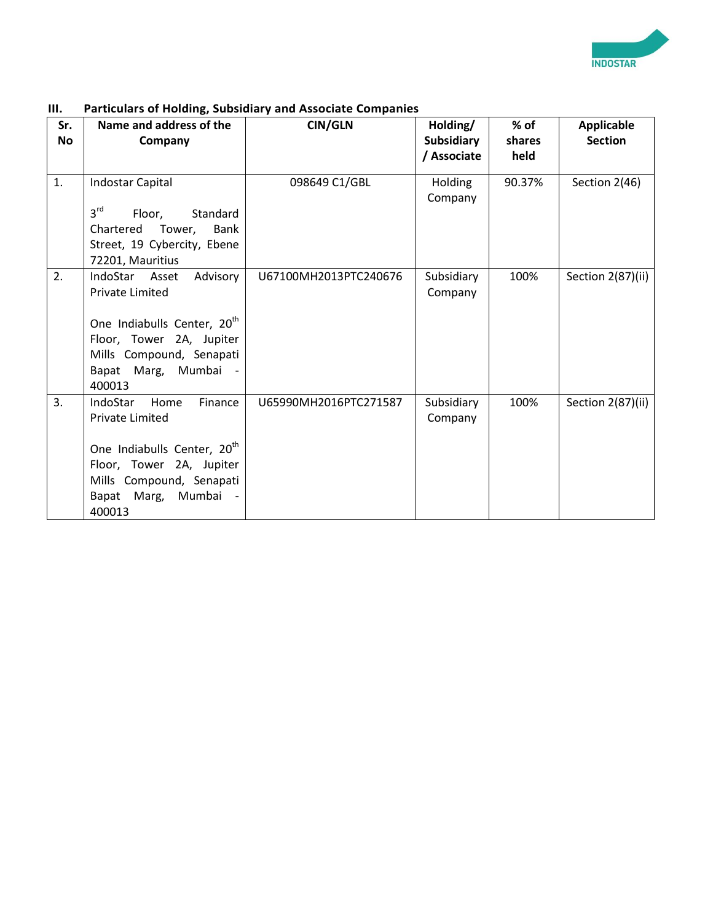### III. Particulars of Holding, Subsidiary and Associate Companies

| Sr. No | Name and address of the Company | CIN/GLN | Holding/ Subsidiary / Associate | % of shares held | Applicable Section |
|---|---|---|---|---|---|
| 1. | Indostar Capital<br><br>3rd Floor, Standard Chartered Tower, Bank Street, 19 Cybercity, Ebene 72201, Mauritius | 098649 C1/GBL | Holding Company | 90.37% | Section 2(46) |
| 2. | IndoStar Asset Advisory Private Limited<br><br>One Indiabulls Center, 20th Floor, Tower 2A, Jupiter Mills Compound, Senapati Bapat Marg, Mumbai - 400013 | U67100MH2013PTC240676 | Subsidiary Company | 100% | Section 2(87)(ii) |
| 3. | IndoStar Home Finance Private Limited<br><br>One Indiabulls Center, 20th Floor, Tower 2A, Jupiter Mills Compound, Senapati Bapat Marg, Mumbai - 400013 | U65990MH2016PTC271587 | Subsidiary Company | 100% | Section 2(87)(ii) |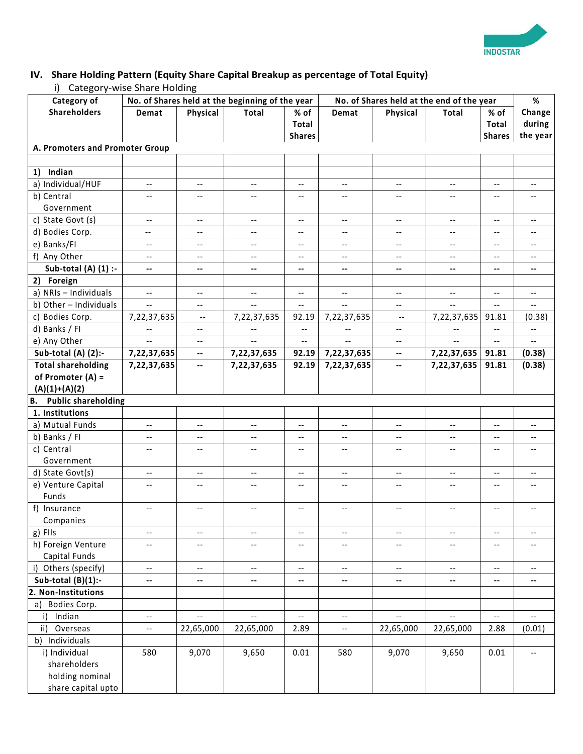## IV. Share Holding Pattern (Equity Share Capital Breakup as percentage of Total Equity)

i) Category-wise Share Holding

| Category of Shareholders | No. of Shares held at the beginning of the year | | | | No. of Shares held at the end of the year | | | | % Change during the year |
|---|---|---|---|---|---|---|---|---|---|
| | Demat | Physical | Total | % of Total Shares | Demat | Physical | Total | % of Total Shares | |
| **A. Promoters and Promoter Group** | | | | | | | | | |
| | | | | | | | | | |
| **1) Indian** | | | | | | | | | |
| a) Individual/HUF | -- | -- | -- | -- | -- | -- | -- | -- | -- |
| b) Central Government | -- | -- | -- | -- | -- | -- | -- | -- | -- |
| c) State Govt (s) | -- | -- | -- | -- | -- | -- | -- | -- | -- |
| d) Bodies Corp. | -- | -- | -- | -- | -- | -- | -- | -- | -- |
| e) Banks/FI | -- | -- | -- | -- | -- | -- | -- | -- | -- |
| f) Any Other | -- | -- | -- | -- | -- | -- | -- | -- | -- |
| **Sub-total (A) (1) :-** | **--** | **--** | **--** | **--** | **--** | **--** | **--** | **--** | **--** |
| **2) Foreign** | | | | | | | | | |
| a) NRIs – Individuals | -- | -- | -- | -- | -- | -- | -- | -- | -- |
| b) Other – Individuals | -- | -- | -- | -- | -- | -- | -- | -- | -- |
| c) Bodies Corp. | 7,22,37,635 | -- | 7,22,37,635 | 92.19 | 7,22,37,635 | -- | 7,22,37,635 | 91.81 | (0.38) |
| d) Banks / FI | -- | -- | -- | -- | -- | -- | -- | -- | -- |
| e) Any Other | -- | -- | -- | -- | -- | -- | -- | -- | -- |
| **Sub-total (A) (2):-** | **7,22,37,635** | **--** | **7,22,37,635** | **92.19** | **7,22,37,635** | **--** | **7,22,37,635** | **91.81** | **(0.38)** |
| **Total shareholding of Promoter (A) = (A)(1)+(A)(2)** | **7,22,37,635** | **--** | **7,22,37,635** | **92.19** | **7,22,37,635** | **--** | **7,22,37,635** | **91.81** | **(0.38)** |
| **B. Public shareholding** | | | | | | | | | |
| **1. Institutions** | | | | | | | | | |
| a) Mutual Funds | -- | -- | -- | -- | -- | -- | -- | -- | -- |
| b) Banks / FI | -- | -- | -- | -- | -- | -- | -- | -- | -- |
| c) Central Government | -- | -- | -- | -- | -- | -- | -- | -- | -- |
| d) State Govt(s) | -- | -- | -- | -- | -- | -- | -- | -- | -- |
| e) Venture Capital Funds | -- | -- | -- | -- | -- | -- | -- | -- | -- |
| f) Insurance Companies | -- | -- | -- | -- | -- | -- | -- | -- | -- |
| g) FIIs | -- | -- | -- | -- | -- | -- | -- | -- | -- |
| h) Foreign Venture Capital Funds | -- | -- | -- | -- | -- | -- | -- | -- | -- |
| i) Others (specify) | -- | -- | -- | -- | -- | -- | -- | -- | -- |
| **Sub-total (B)(1):-** | **--** | **--** | **--** | **--** | **--** | **--** | **--** | **--** | **--** |
| **2. Non-Institutions** | | | | | | | | | |
| a) Bodies Corp. | | | | | | | | | |
| i) Indian | -- | -- | -- | -- | -- | -- | -- | -- | -- |
| ii) Overseas | -- | 22,65,000 | 22,65,000 | 2.89 | -- | 22,65,000 | 22,65,000 | 2.88 | (0.01) |
| b) Individuals | | | | | | | | | |
| i) Individual shareholders holding nominal share capital upto | 580 | 9,070 | 9,650 | 0.01 | 580 | 9,070 | 9,650 | 0.01 | -- |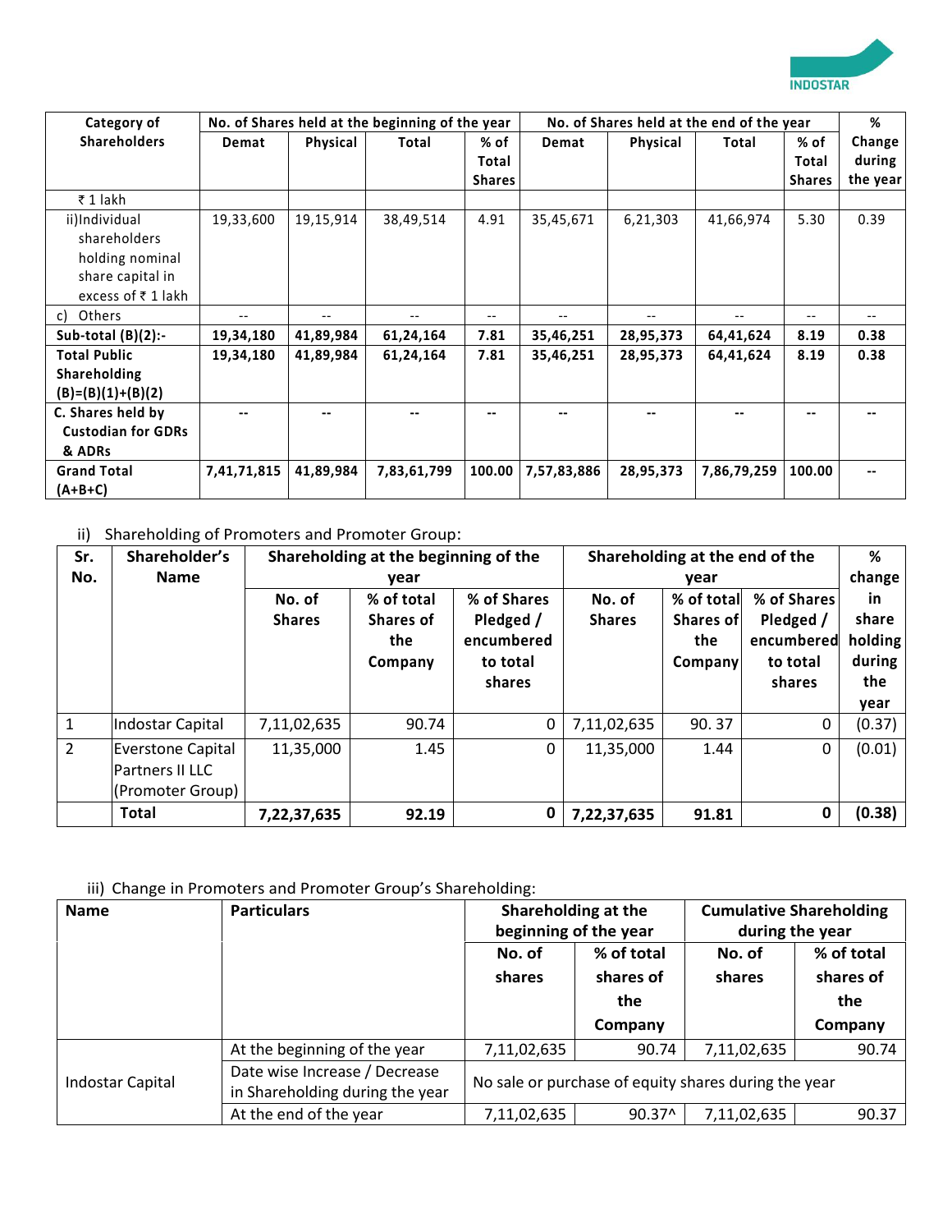| Category of Shareholders | No. of Shares held at the beginning of the year | | | | No. of Shares held at the end of the year | | | | % Change during the year |
|---|---|---|---|---|---|---|---|---|---|
| | Demat | Physical | Total | % of Total Shares | Demat | Physical | Total | % of Total Shares | |
| ₹ 1 lakh | | | | | | | | | |
| ii)Individual shareholders holding nominal share capital in excess of ₹ 1 lakh | 19,33,600 | 19,15,914 | 38,49,514 | 4.91 | 35,45,671 | 6,21,303 | 41,66,974 | 5.30 | 0.39 |
| c) Others | -- | -- | -- | -- | -- | -- | -- | -- | -- |
| **Sub-total (B)(2):-** | **19,34,180** | **41,89,984** | **61,24,164** | **7.81** | **35,46,251** | **28,95,373** | **64,41,624** | **8.19** | **0.38** |
| **Total Public Shareholding (B)=(B)(1)+(B)(2)** | **19,34,180** | **41,89,984** | **61,24,164** | **7.81** | **35,46,251** | **28,95,373** | **64,41,624** | **8.19** | **0.38** |
| **C. Shares held by Custodian for GDRs & ADRs** | **--** | **--** | **--** | **--** | **--** | **--** | **--** | **--** | **--** |
| **Grand Total (A+B+C)** | **7,41,71,815** | **41,89,984** | **7,83,61,799** | **100.00** | **7,57,83,886** | **28,95,373** | **7,86,79,259** | **100.00** | **--** |

ii) Shareholding of Promoters and Promoter Group:

| Sr. No. | Shareholder's Name | Shareholding at the beginning of the year | | | Shareholding at the end of the year | | | % change in share holding during the year |
|---|---|---|---|---|---|---|---|---|
| | | No. of Shares | % of total Shares of the Company | % of Shares Pledged / encumbered to total shares | No. of Shares | % of total Shares of the Company | % of Shares Pledged / encumbered to total shares | |
| 1 | Indostar Capital | 7,11,02,635 | 90.74 | 0 | 7,11,02,635 | 90. 37 | 0 | (0.37) |
| 2 | Everstone Capital Partners II LLC (Promoter Group) | 11,35,000 | 1.45 | 0 | 11,35,000 | 1.44 | 0 | (0.01) |
| | **Total** | **7,22,37,635** | **92.19** | **0** | **7,22,37,635** | **91.81** | **0** | **(0.38)** |

iii) Change in Promoters and Promoter Group's Shareholding:

| Name | Particulars | Shareholding at the beginning of the year | | Cumulative Shareholding during the year | |
|---|---|---|---|---|---|
| | | No. of shares | % of total shares of the Company | No. of shares | % of total shares of the Company |
| Indostar Capital | At the beginning of the year | 7,11,02,635 | 90.74 | 7,11,02,635 | 90.74 |
| | Date wise Increase / Decrease in Shareholding during the year | No sale or purchase of equity shares during the year | | | |
| | At the end of the year | 7,11,02,635 | 90.37^ | 7,11,02,635 | 90.37 |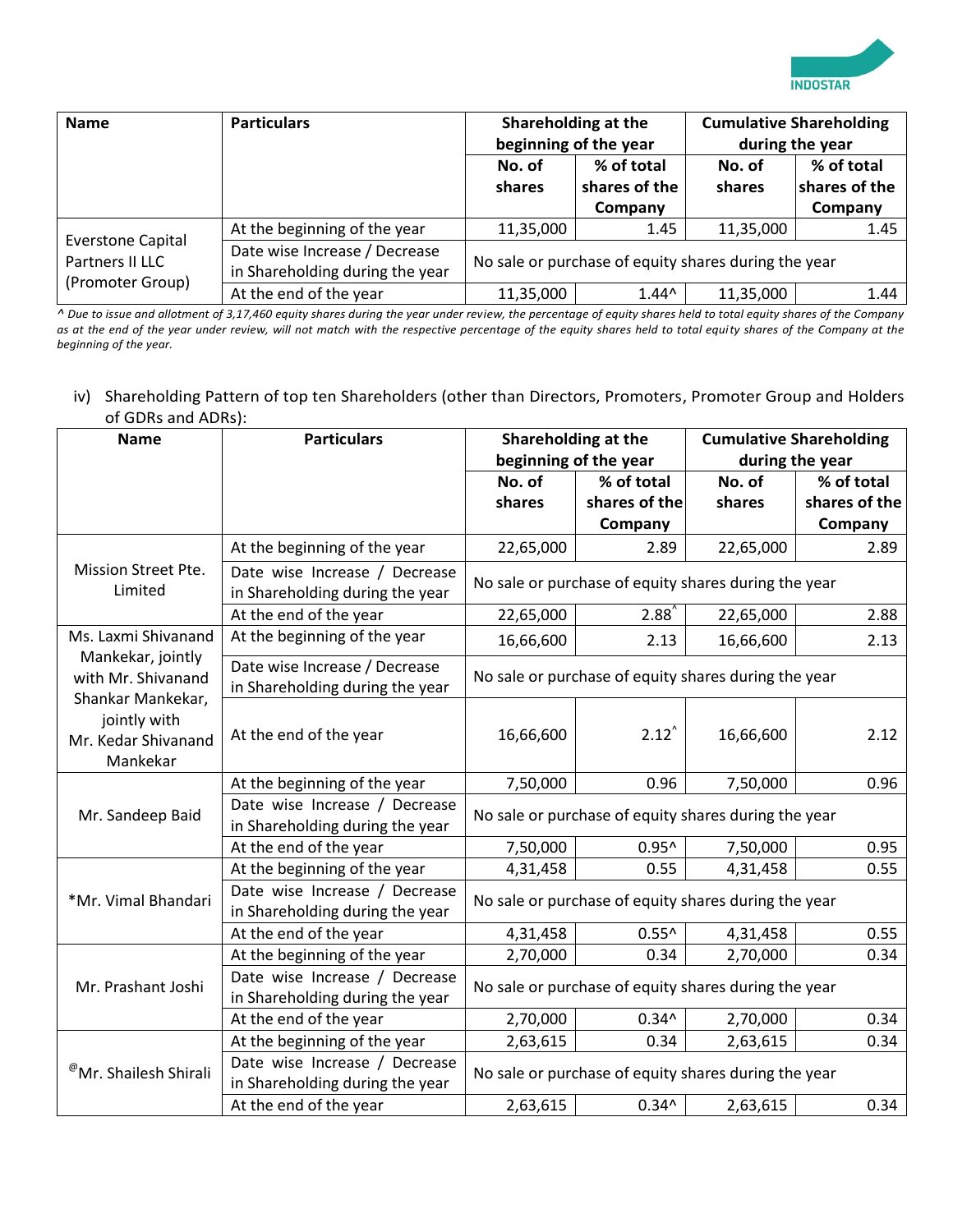| Name | Particulars | Shareholding at the beginning of the year | | Cumulative Shareholding during the year | |
|---|---|---|---|---|---|
| | | No. of shares | % of total shares of the Company | No. of shares | % of total shares of the Company |
| Everstone Capital Partners II LLC (Promoter Group) | At the beginning of the year | 11,35,000 | 1.45 | 11,35,000 | 1.45 |
| | Date wise Increase / Decrease in Shareholding during the year | No sale or purchase of equity shares during the year | | | |
| | At the end of the year | 11,35,000 | 1.44^ | 11,35,000 | 1.44 |

*^ Due to issue and allotment of 3,17,460 equity shares during the year under review, the percentage of equity shares held to total equity shares of the Company as at the end of the year under review, will not match with the respective percentage of the equity shares held to total equity shares of the Company at the beginning of the year.*

iv) Shareholding Pattern of top ten Shareholders (other than Directors, Promoters, Promoter Group and Holders of GDRs and ADRs):

| Name | Particulars | Shareholding at the beginning of the year | | Cumulative Shareholding during the year | |
|---|---|---|---|---|---|
| | | No. of shares | % of total shares of the Company | No. of shares | % of total shares of the Company |
| Mission Street Pte. Limited | At the beginning of the year | 22,65,000 | 2.89 | 22,65,000 | 2.89 |
| | Date wise Increase / Decrease in Shareholding during the year | No sale or purchase of equity shares during the year | | | |
| | At the end of the year | 22,65,000 | 2.88^ | 22,65,000 | 2.88 |
| Ms. Laxmi Shivanand Mankekar, jointly with Mr. Shivanand Shankar Mankekar, jointly with Mr. Kedar Shivanand Mankekar | At the beginning of the year | 16,66,600 | 2.13 | 16,66,600 | 2.13 |
| | Date wise Increase / Decrease in Shareholding during the year | No sale or purchase of equity shares during the year | | | |
| | At the end of the year | 16,66,600 | 2.12^ | 16,66,600 | 2.12 |
| Mr. Sandeep Baid | At the beginning of the year | 7,50,000 | 0.96 | 7,50,000 | 0.96 |
| | Date wise Increase / Decrease in Shareholding during the year | No sale or purchase of equity shares during the year | | | |
| | At the end of the year | 7,50,000 | 0.95^ | 7,50,000 | 0.95 |
| *Mr. Vimal Bhandari | At the beginning of the year | 4,31,458 | 0.55 | 4,31,458 | 0.55 |
| | Date wise Increase / Decrease in Shareholding during the year | No sale or purchase of equity shares during the year | | | |
| | At the end of the year | 4,31,458 | 0.55^ | 4,31,458 | 0.55 |
| Mr. Prashant Joshi | At the beginning of the year | 2,70,000 | 0.34 | 2,70,000 | 0.34 |
| | Date wise Increase / Decrease in Shareholding during the year | No sale or purchase of equity shares during the year | | | |
| | At the end of the year | 2,70,000 | 0.34^ | 2,70,000 | 0.34 |
| [@]Mr. Shailesh Shirali | At the beginning of the year | 2,63,615 | 0.34 | 2,63,615 | 0.34 |
| | Date wise Increase / Decrease in Shareholding during the year | No sale or purchase of equity shares during the year | | | |
| | At the end of the year | 2,63,615 | 0.34^ | 2,63,615 | 0.34 |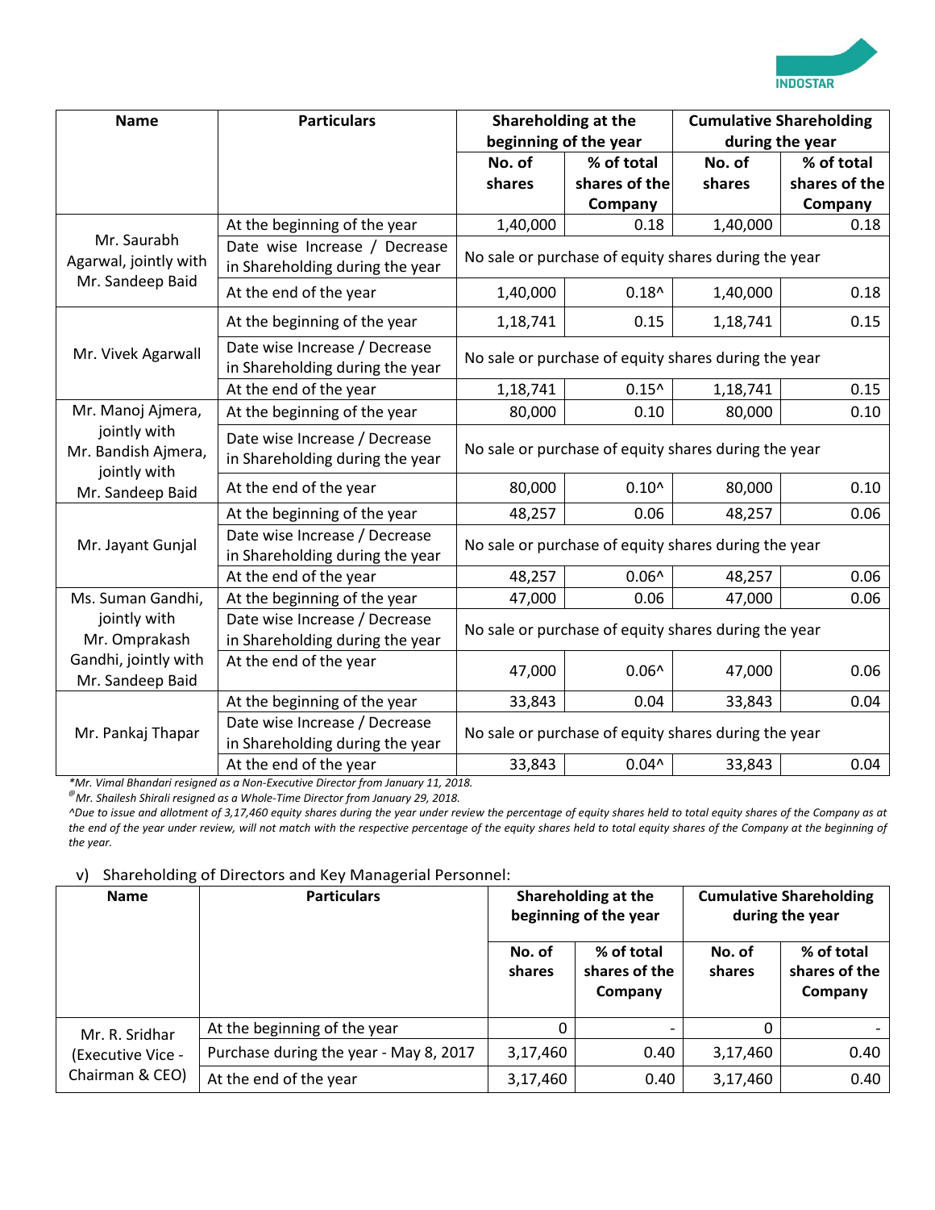| Name | Particulars | Shareholding at the beginning of the year | | Cumulative Shareholding during the year | |
|---|---|---|---|---|---|
| | | No. of shares | % of total shares of the Company | No. of shares | % of total shares of the Company |
| Mr. Saurabh Agarwal, jointly with Mr. Sandeep Baid | At the beginning of the year | 1,40,000 | 0.18 | 1,40,000 | 0.18 |
| | Date wise Increase / Decrease in Shareholding during the year | No sale or purchase of equity shares during the year | | | |
| | At the end of the year | 1,40,000 | 0.18^ | 1,40,000 | 0.18 |
| Mr. Vivek Agarwall | At the beginning of the year | 1,18,741 | 0.15 | 1,18,741 | 0.15 |
| | Date wise Increase / Decrease in Shareholding during the year | No sale or purchase of equity shares during the year | | | |
| | At the end of the year | 1,18,741 | 0.15^ | 1,18,741 | 0.15 |
| Mr. Manoj Ajmera, jointly with Mr. Bandish Ajmera, jointly with Mr. Sandeep Baid | At the beginning of the year | 80,000 | 0.10 | 80,000 | 0.10 |
| | Date wise Increase / Decrease in Shareholding during the year | No sale or purchase of equity shares during the year | | | |
| | At the end of the year | 80,000 | 0.10^ | 80,000 | 0.10 |
| Mr. Jayant Gunjal | At the beginning of the year | 48,257 | 0.06 | 48,257 | 0.06 |
| | Date wise Increase / Decrease in Shareholding during the year | No sale or purchase of equity shares during the year | | | |
| | At the end of the year | 48,257 | 0.06^ | 48,257 | 0.06 |
| Ms. Suman Gandhi, jointly with Mr. Omprakash Gandhi, jointly with Mr. Sandeep Baid | At the beginning of the year | 47,000 | 0.06 | 47,000 | 0.06 |
| | Date wise Increase / Decrease in Shareholding during the year | No sale or purchase of equity shares during the year | | | |
| | At the end of the year | 47,000 | 0.06^ | 47,000 | 0.06 |
| Mr. Pankaj Thapar | At the beginning of the year | 33,843 | 0.04 | 33,843 | 0.04 |
| | Date wise Increase / Decrease in Shareholding during the year | No sale or purchase of equity shares during the year | | | |
| | At the end of the year | 33,843 | 0.04^ | 33,843 | 0.04 |

*Mr. Vimal Bhandari resigned as a Non-Executive Director from January 11, 2018.*

*[@]Mr. Shailesh Shirali resigned as a Whole-Time Director from January 29, 2018.*

*^Due to issue and allotment of 3,17,460 equity shares during the year under review the percentage of equity shares held to total equity shares of the Company as at the end of the year under review, will not match with the respective percentage of the equity shares held to total equity shares of the Company at the beginning of the year.*

v) Shareholding of Directors and Key Managerial Personnel:

| Name | Particulars | Shareholding at the beginning of the year | | Cumulative Shareholding during the year | |
|---|---|---|---|---|---|
| | | No. of shares | % of total shares of the Company | No. of shares | % of total shares of the Company |
| Mr. R. Sridhar (Executive Vice - Chairman & CEO) | At the beginning of the year | 0 | - | 0 | - |
| | Purchase during the year - May 8, 2017 | 3,17,460 | 0.40 | 3,17,460 | 0.40 |
| | At the end of the year | 3,17,460 | 0.40 | 3,17,460 | 0.40 |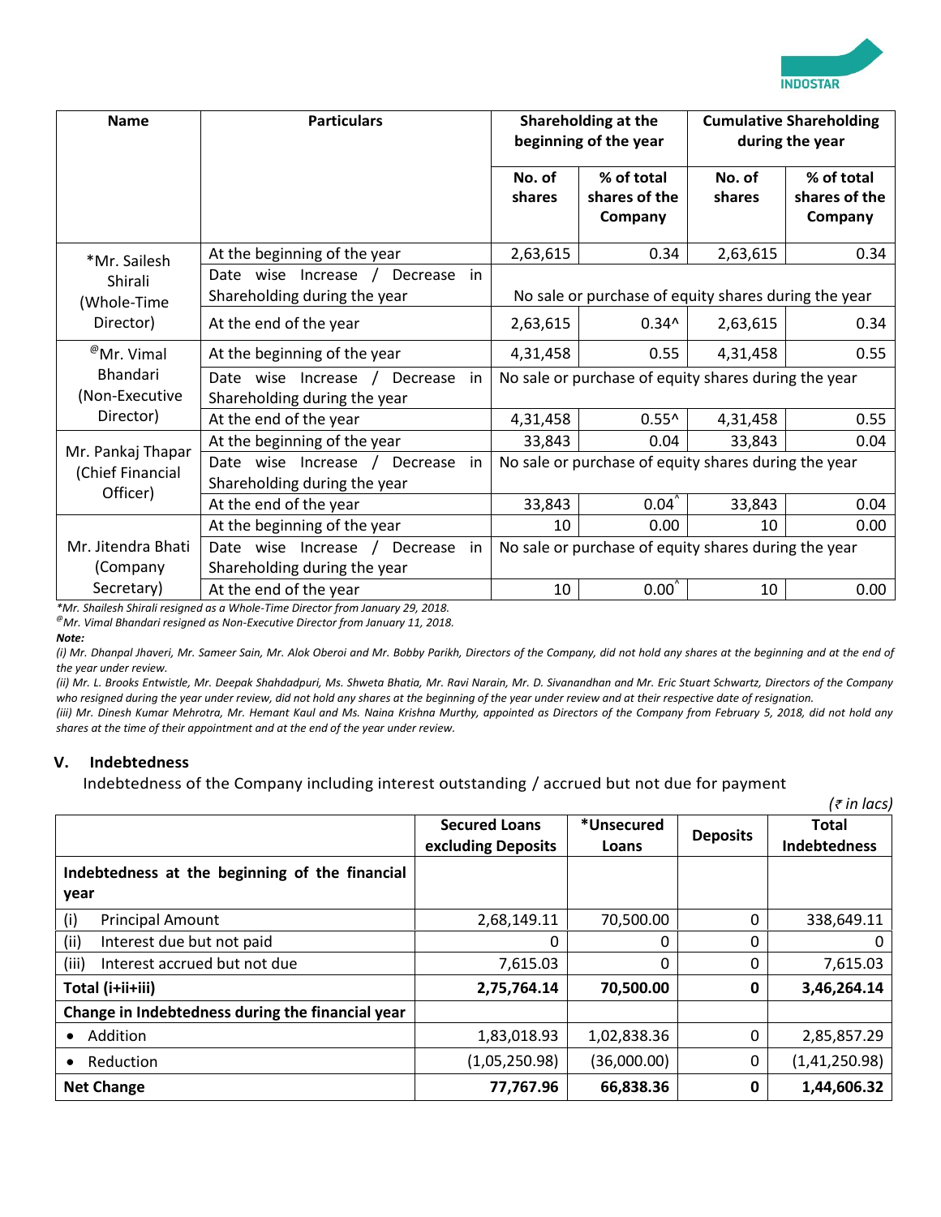| Name | Particulars | Shareholding at the beginning of the year | | Cumulative Shareholding during the year | |
|---|---|---|---|---|---|
| | | No. of shares | % of total shares of the Company | No. of shares | % of total shares of the Company |
| *Mr. Sailesh Shirali (Whole-Time Director) | At the beginning of the year | 2,63,615 | 0.34 | 2,63,615 | 0.34 |
| | Date wise Increase / Decrease in Shareholding during the year | No sale or purchase of equity shares during the year | | | |
| | At the end of the year | 2,63,615 | 0.34^ | 2,63,615 | 0.34 |
| @Mr. Vimal Bhandari (Non-Executive Director) | At the beginning of the year | 4,31,458 | 0.55 | 4,31,458 | 0.55 |
| | Date wise Increase / Decrease in Shareholding during the year | No sale or purchase of equity shares during the year | | | |
| | At the end of the year | 4,31,458 | 0.55^ | 4,31,458 | 0.55 |
| Mr. Pankaj Thapar (Chief Financial Officer) | At the beginning of the year | 33,843 | 0.04 | 33,843 | 0.04 |
| | Date wise Increase / Decrease in Shareholding during the year | No sale or purchase of equity shares during the year | | | |
| | At the end of the year | 33,843 | 0.04^ | 33,843 | 0.04 |
| Mr. Jitendra Bhati (Company Secretary) | At the beginning of the year | 10 | 0.00 | 10 | 0.00 |
| | Date wise Increase / Decrease in Shareholding during the year | No sale or purchase of equity shares during the year | | | |
| | At the end of the year | 10 | 0.00^ | 10 | 0.00 |

*\*Mr. Shailesh Shirali resigned as a Whole-Time Director from January 29, 2018.*

*@Mr. Vimal Bhandari resigned as Non-Executive Director from January 11, 2018.*

***Note:***

*(i) Mr. Dhanpal Jhaveri, Mr. Sameer Sain, Mr. Alok Oberoi and Mr. Bobby Parikh, Directors of the Company, did not hold any shares at the beginning and at the end of the year under review.*

*(ii) Mr. L. Brooks Entwistle, Mr. Deepak Shahdadpuri, Ms. Shweta Bhatia, Mr. Ravi Narain, Mr. D. Sivanandhan and Mr. Eric Stuart Schwartz, Directors of the Company who resigned during the year under review, did not hold any shares at the beginning of the year under review and at their respective date of resignation.*

*(iii) Mr. Dinesh Kumar Mehrotra, Mr. Hemant Kaul and Ms. Naina Krishna Murthy, appointed as Directors of the Company from February 5, 2018, did not hold any shares at the time of their appointment and at the end of the year under review.*

## V. Indebtedness

Indebtedness of the Company including interest outstanding / accrued but not due for payment

*(₹ in lacs)*

| | Secured Loans excluding Deposits | *Unsecured Loans | Deposits | Total Indebtedness |
|---|---|---|---|---|
| **Indebtedness at the beginning of the financial year** | | | | |
| (i) Principal Amount | 2,68,149.11 | 70,500.00 | 0 | 338,649.11 |
| (ii) Interest due but not paid | 0 | 0 | 0 | 0 |
| (iii) Interest accrued but not due | 7,615.03 | 0 | 0 | 7,615.03 |
| **Total (i+ii+iii)** | **2,75,764.14** | **70,500.00** | **0** | **3,46,264.14** |
| **Change in Indebtedness during the financial year** | | | | |
| • Addition | 1,83,018.93 | 1,02,838.36 | 0 | 2,85,857.29 |
| • Reduction | (1,05,250.98) | (36,000.00) | 0 | (1,41,250.98) |
| **Net Change** | **77,767.96** | **66,838.36** | **0** | **1,44,606.32** |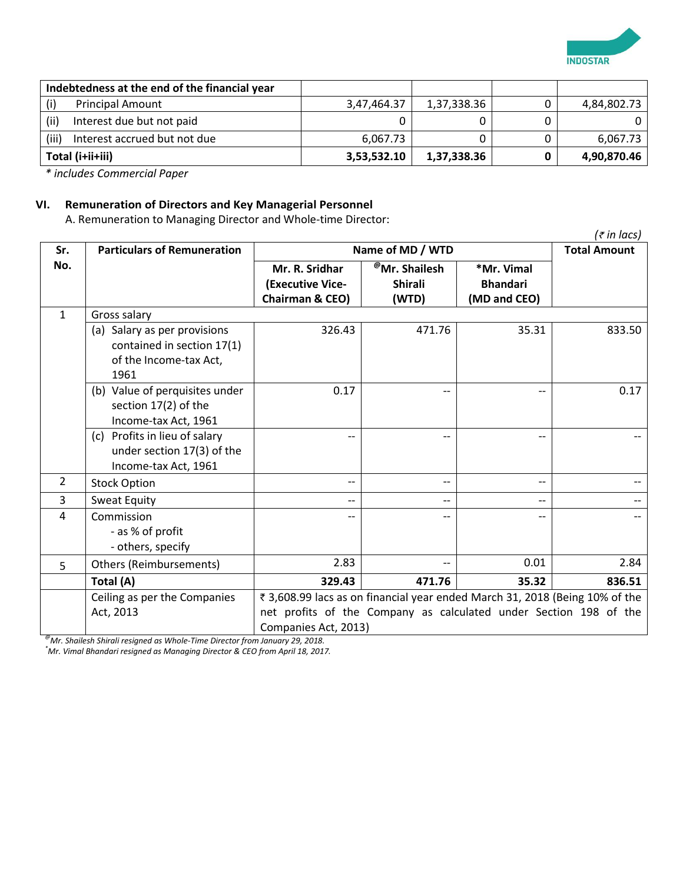| Indebtedness at the end of the financial year | | | | |
|---|---|---|---|---|
| (i) Principal Amount | 3,47,464.37 | 1,37,338.36 | 0 | 4,84,802.73 |
| (ii) Interest due but not paid | 0 | 0 | 0 | 0 |
| (iii) Interest accrued but not due | 6,067.73 | 0 | 0 | 6,067.73 |
| **Total (i+ii+iii)** | **3,53,532.10** | **1,37,338.36** | **0** | **4,90,870.46** |

*\* includes Commercial Paper*

## VI. Remuneration of Directors and Key Managerial Personnel

A. Remuneration to Managing Director and Whole-time Director:

*(₹ in lacs)*

| Sr. No. | Particulars of Remuneration | Name of MD / WTD | | | Total Amount |
|---|---|---|---|---|---|
| | | Mr. R. Sridhar (Executive Vice-Chairman & CEO) | @Mr. Shailesh Shirali (WTD) | *Mr. Vimal Bhandari (MD and CEO) | |
| 1 | Gross salary | | | | |
| | (a) Salary as per provisions contained in section 17(1) of the Income-tax Act, 1961 | 326.43 | 471.76 | 35.31 | 833.50 |
| | (b) Value of perquisites under section 17(2) of the Income-tax Act, 1961 | 0.17 | -- | -- | 0.17 |
| | (c) Profits in lieu of salary under section 17(3) of the Income-tax Act, 1961 | -- | -- | -- | -- |
| 2 | Stock Option | -- | -- | -- | -- |
| 3 | Sweat Equity | -- | -- | -- | -- |
| 4 | Commission - as % of profit - others, specify | -- | -- | -- | -- |
| 5 | Others (Reimbursements) | 2.83 | -- | 0.01 | 2.84 |
| | **Total (A)** | **329.43** | **471.76** | **35.32** | **836.51** |
| | Ceiling as per the Companies Act, 2013 | ₹ 3,608.99 lacs as on financial year ended March 31, 2018 (Being 10% of the net profits of the Company as calculated under Section 198 of the Companies Act, 2013) | | | |

*@Mr. Shailesh Shirali resigned as Whole-Time Director from January 29, 2018.*
*\*Mr. Vimal Bhandari resigned as Managing Director & CEO from April 18, 2017.*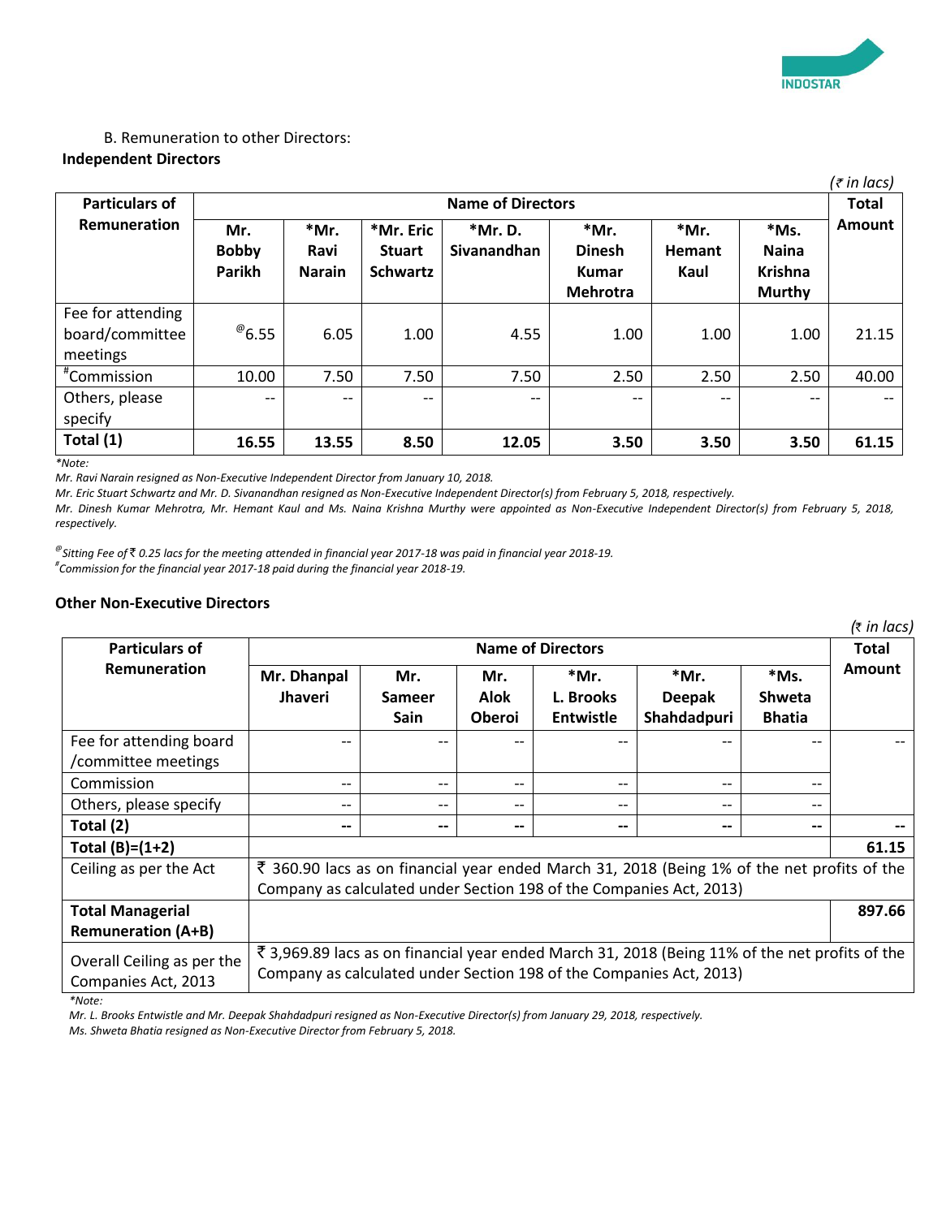B. Remuneration to other Directors:

**Independent Directors**

*(₹ in lacs)*

| Particulars of Remuneration | Name of Directors | | | | | | | Total Amount |
|---|---|---|---|---|---|---|---|---|
| | Mr. Bobby Parikh | *Mr. Ravi Narain | *Mr. Eric Stuart Schwartz | *Mr. D. Sivanandhan | *Mr. Dinesh Kumar Mehrotra | *Mr. Hemant Kaul | *Ms. Naina Krishna Murthy | |
| Fee for attending board/committee meetings | @6.55 | 6.05 | 1.00 | 4.55 | 1.00 | 1.00 | 1.00 | 21.15 |
| #Commission | 10.00 | 7.50 | 7.50 | 7.50 | 2.50 | 2.50 | 2.50 | 40.00 |
| Others, please specify | -- | -- | -- | -- | -- | -- | -- | -- |
| **Total (1)** | **16.55** | **13.55** | **8.50** | **12.05** | **3.50** | **3.50** | **3.50** | **61.15** |

*\*Note:*

*Mr. Ravi Narain resigned as Non-Executive Independent Director from January 10, 2018.*

*Mr. Eric Stuart Schwartz and Mr. D. Sivanandhan resigned as Non-Executive Independent Director(s) from February 5, 2018, respectively.*

*Mr. Dinesh Kumar Mehrotra, Mr. Hemant Kaul and Ms. Naina Krishna Murthy were appointed as Non-Executive Independent Director(s) from February 5, 2018, respectively.*

*@Sitting Fee of ₹ 0.25 lacs for the meeting attended in financial year 2017-18 was paid in financial year 2018-19.*

*#Commission for the financial year 2017-18 paid during the financial year 2018-19.*

**Other Non-Executive Directors**

*(₹ in lacs)*

| Particulars of Remuneration | Name of Directors | | | | | | Total Amount |
|---|---|---|---|---|---|---|---|
| | Mr. Dhanpal Jhaveri | Mr. Sameer Sain | Mr. Alok Oberoi | *Mr. L. Brooks Entwistle | *Mr. Deepak Shahdadpuri | *Ms. Shweta Bhatia | |
| Fee for attending board /committee meetings | -- | -- | -- | -- | -- | -- | -- |
| Commission | -- | -- | -- | -- | -- | -- | |
| Others, please specify | -- | -- | -- | -- | -- | -- | |
| **Total (2)** | **--** | **--** | **--** | **--** | **--** | **--** | **--** |
| **Total (B)=(1+2)** | | | | | | | **61.15** |
| Ceiling as per the Act | ₹ 360.90 lacs as on financial year ended March 31, 2018 (Being 1% of the net profits of the Company as calculated under Section 198 of the Companies Act, 2013) | | | | | | |
| **Total Managerial Remuneration (A+B)** | | | | | | | **897.66** |
| Overall Ceiling as per the Companies Act, 2013 | ₹ 3,969.89 lacs as on financial year ended March 31, 2018 (Being 11% of the net profits of the Company as calculated under Section 198 of the Companies Act, 2013) | | | | | | |

*\*Note:*

*Mr. L. Brooks Entwistle and Mr. Deepak Shahdadpuri resigned as Non-Executive Director(s) from January 29, 2018, respectively.*

*Ms. Shweta Bhatia resigned as Non-Executive Director from February 5, 2018.*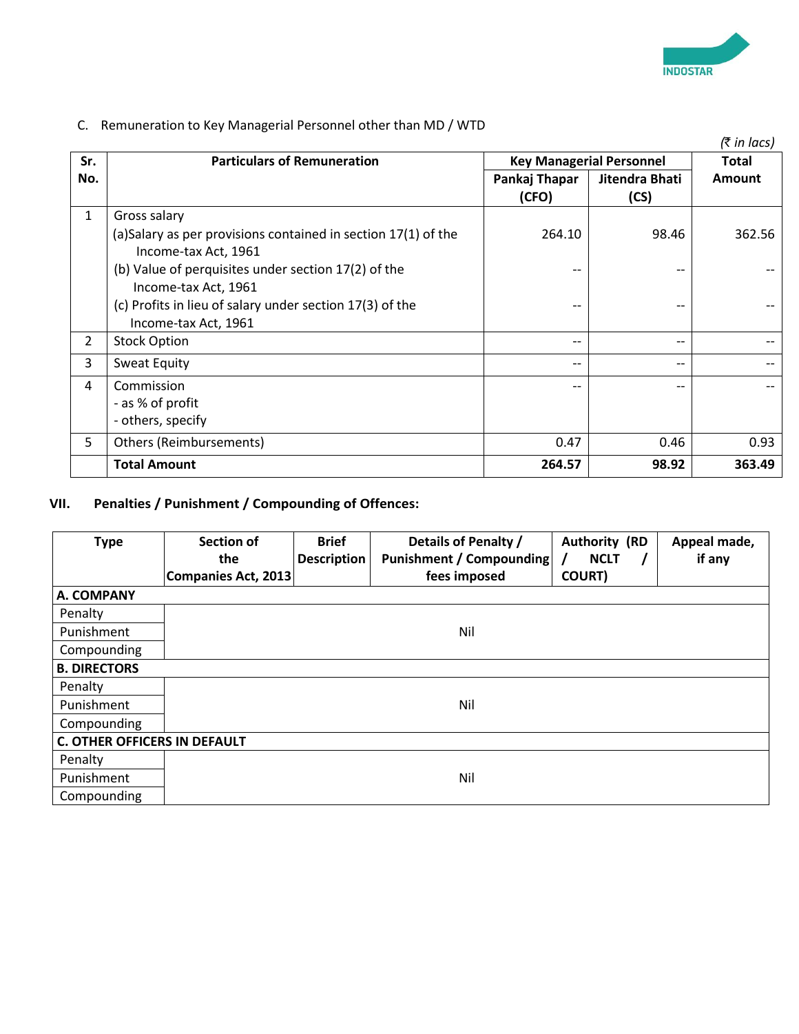C. Remuneration to Key Managerial Personnel other than MD / WTD

*(₹ in lacs)*

| Sr. No. | Particulars of Remuneration | Key Managerial Personnel | | Total Amount |
|---|---|---|---|---|
| | | Pankaj Thapar (CFO) | Jitendra Bhati (CS) | |
| 1 | Gross salary | | | |
| | (a)Salary as per provisions contained in section 17(1) of the Income-tax Act, 1961 | 264.10 | 98.46 | 362.56 |
| | (b) Value of perquisites under section 17(2) of the Income-tax Act, 1961 | -- | -- | -- |
| | (c) Profits in lieu of salary under section 17(3) of the Income-tax Act, 1961 | -- | -- | -- |
| 2 | Stock Option | -- | -- | -- |
| 3 | Sweat Equity | -- | -- | -- |
| 4 | Commission<br>- as % of profit<br>- others, specify | -- | -- | -- |
| 5 | Others (Reimbursements) | 0.47 | 0.46 | 0.93 |
| | **Total Amount** | **264.57** | **98.92** | **363.49** |

## VII. Penalties / Punishment / Compounding of Offences:

| Type | Section of the Companies Act, 2013 | Brief Description | Details of Penalty / Punishment / Compounding fees imposed | Authority (RD / NCLT / COURT) | Appeal made, if any |
|---|---|---|---|---|---|
| **A. COMPANY** | | | | | |
| Penalty | | | | | |
| Punishment | | | Nil | | |
| Compounding | | | | | |
| **B. DIRECTORS** | | | | | |
| Penalty | | | | | |
| Punishment | | | Nil | | |
| Compounding | | | | | |
| **C. OTHER OFFICERS IN DEFAULT** | | | | | |
| Penalty | | | | | |
| Punishment | | | Nil | | |
| Compounding | | | | | |